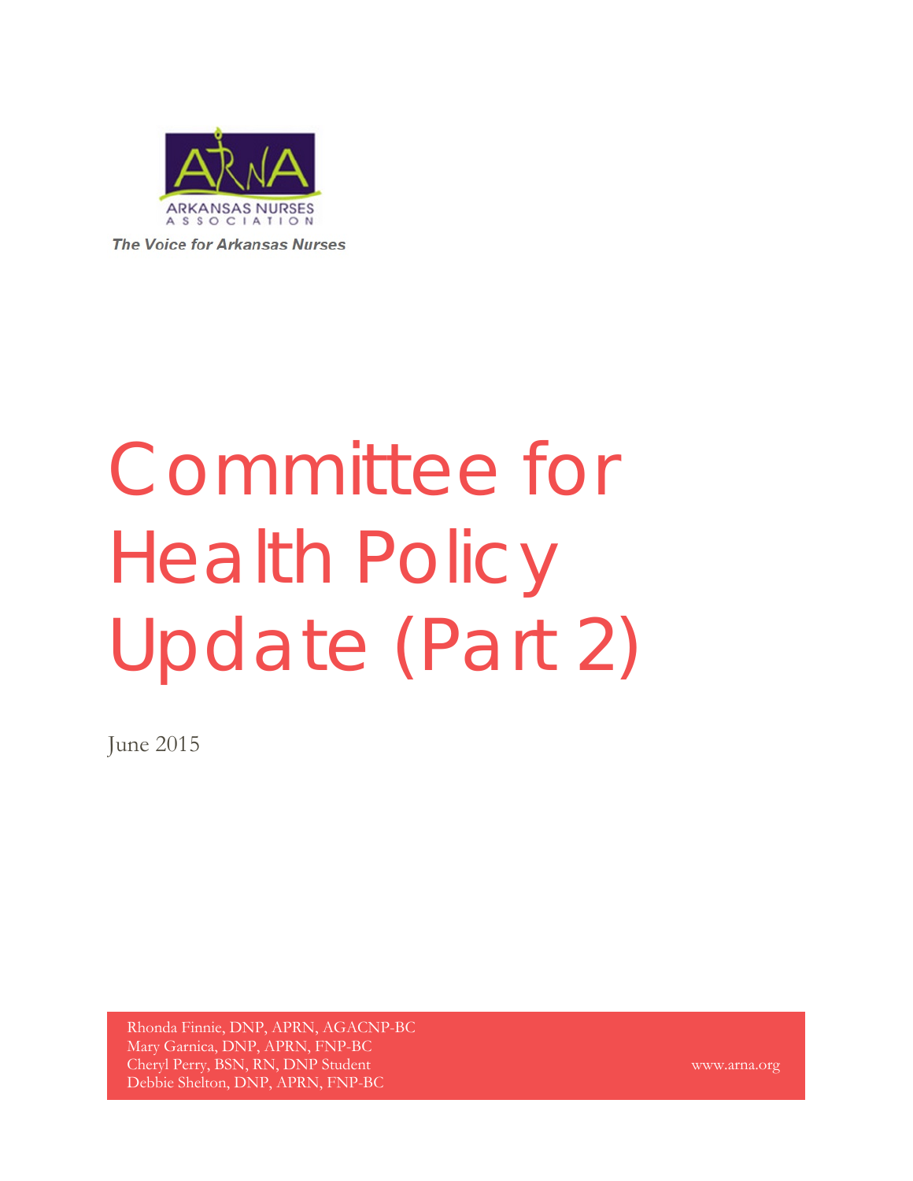ARKANSAS NURSES ASSOCIATION

*The Voice for Arkansas Nurses*

# Committee for Health Policy Update (Part 2)

June 2015

Rhonda Finnie, DNP, APRN, AGACNP-BC
Mary Garnica, DNP, APRN, FNP-BC
Cheryl Perry, BSN, RN, DNP Student
Debbie Shelton, DNP, APRN, FNP-BC

www.arna.org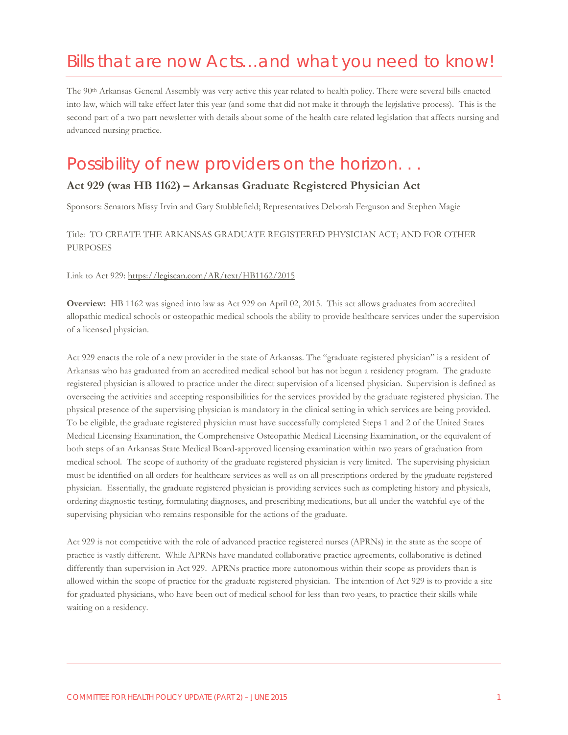# Bills that are now Acts…and what you need to know!

The 90th Arkansas General Assembly was very active this year related to health policy. There were several bills enacted into law, which will take effect later this year (and some that did not make it through the legislative process). This is the second part of a two part newsletter with details about some of the health care related legislation that affects nursing and advanced nursing practice.

# Possibility of new providers on the horizon. . .

### Act 929 (was HB 1162) – Arkansas Graduate Registered Physician Act

Sponsors: Senators Missy Irvin and Gary Stubblefield; Representatives Deborah Ferguson and Stephen Magie

Title: TO CREATE THE ARKANSAS GRADUATE REGISTERED PHYSICIAN ACT; AND FOR OTHER PURPOSES

Link to Act 929: https://legiscan.com/AR/text/HB1162/2015

**Overview:** HB 1162 was signed into law as Act 929 on April 02, 2015. This act allows graduates from accredited allopathic medical schools or osteopathic medical schools the ability to provide healthcare services under the supervision of a licensed physician.

Act 929 enacts the role of a new provider in the state of Arkansas. The "graduate registered physician" is a resident of Arkansas who has graduated from an accredited medical school but has not begun a residency program. The graduate registered physician is allowed to practice under the direct supervision of a licensed physician. Supervision is defined as overseeing the activities and accepting responsibilities for the services provided by the graduate registered physician. The physical presence of the supervising physician is mandatory in the clinical setting in which services are being provided. To be eligible, the graduate registered physician must have successfully completed Steps 1 and 2 of the United States Medical Licensing Examination, the Comprehensive Osteopathic Medical Licensing Examination, or the equivalent of both steps of an Arkansas State Medical Board-approved licensing examination within two years of graduation from medical school. The scope of authority of the graduate registered physician is very limited. The supervising physician must be identified on all orders for healthcare services as well as on all prescriptions ordered by the graduate registered physician. Essentially, the graduate registered physician is providing services such as completing history and physicals, ordering diagnostic testing, formulating diagnoses, and prescribing medications, but all under the watchful eye of the supervising physician who remains responsible for the actions of the graduate.

Act 929 is not competitive with the role of advanced practice registered nurses (APRNs) in the state as the scope of practice is vastly different. While APRNs have mandated collaborative practice agreements, collaborative is defined differently than supervision in Act 929. APRNs practice more autonomous within their scope as providers than is allowed within the scope of practice for the graduate registered physician. The intention of Act 929 is to provide a site for graduated physicians, who have been out of medical school for less than two years, to practice their skills while waiting on a residency.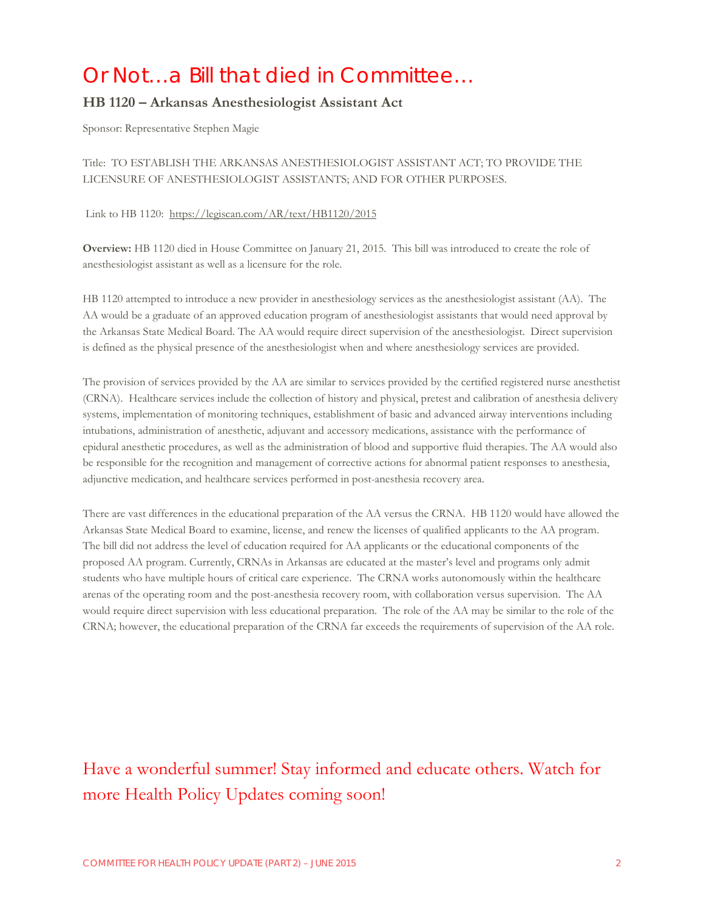# Or Not…a Bill that died in Committee…

## HB 1120 – Arkansas Anesthesiologist Assistant Act

Sponsor: Representative Stephen Magie

Title: TO ESTABLISH THE ARKANSAS ANESTHESIOLOGIST ASSISTANT ACT; TO PROVIDE THE LICENSURE OF ANESTHESIOLOGIST ASSISTANTS; AND FOR OTHER PURPOSES.

Link to HB 1120: https://legiscan.com/AR/text/HB1120/2015

**Overview:** HB 1120 died in House Committee on January 21, 2015. This bill was introduced to create the role of anesthesiologist assistant as well as a licensure for the role.

HB 1120 attempted to introduce a new provider in anesthesiology services as the anesthesiologist assistant (AA). The AA would be a graduate of an approved education program of anesthesiologist assistants that would need approval by the Arkansas State Medical Board. The AA would require direct supervision of the anesthesiologist. Direct supervision is defined as the physical presence of the anesthesiologist when and where anesthesiology services are provided.

The provision of services provided by the AA are similar to services provided by the certified registered nurse anesthetist (CRNA). Healthcare services include the collection of history and physical, pretest and calibration of anesthesia delivery systems, implementation of monitoring techniques, establishment of basic and advanced airway interventions including intubations, administration of anesthetic, adjuvant and accessory medications, assistance with the performance of epidural anesthetic procedures, as well as the administration of blood and supportive fluid therapies. The AA would also be responsible for the recognition and management of corrective actions for abnormal patient responses to anesthesia, adjunctive medication, and healthcare services performed in post-anesthesia recovery area.

There are vast differences in the educational preparation of the AA versus the CRNA. HB 1120 would have allowed the Arkansas State Medical Board to examine, license, and renew the licenses of qualified applicants to the AA program. The bill did not address the level of education required for AA applicants or the educational components of the proposed AA program. Currently, CRNAs in Arkansas are educated at the master's level and programs only admit students who have multiple hours of critical care experience. The CRNA works autonomously within the healthcare arenas of the operating room and the post-anesthesia recovery room, with collaboration versus supervision. The AA would require direct supervision with less educational preparation. The role of the AA may be similar to the role of the CRNA; however, the educational preparation of the CRNA far exceeds the requirements of supervision of the AA role.

Have a wonderful summer! Stay informed and educate others. Watch for more Health Policy Updates coming soon!